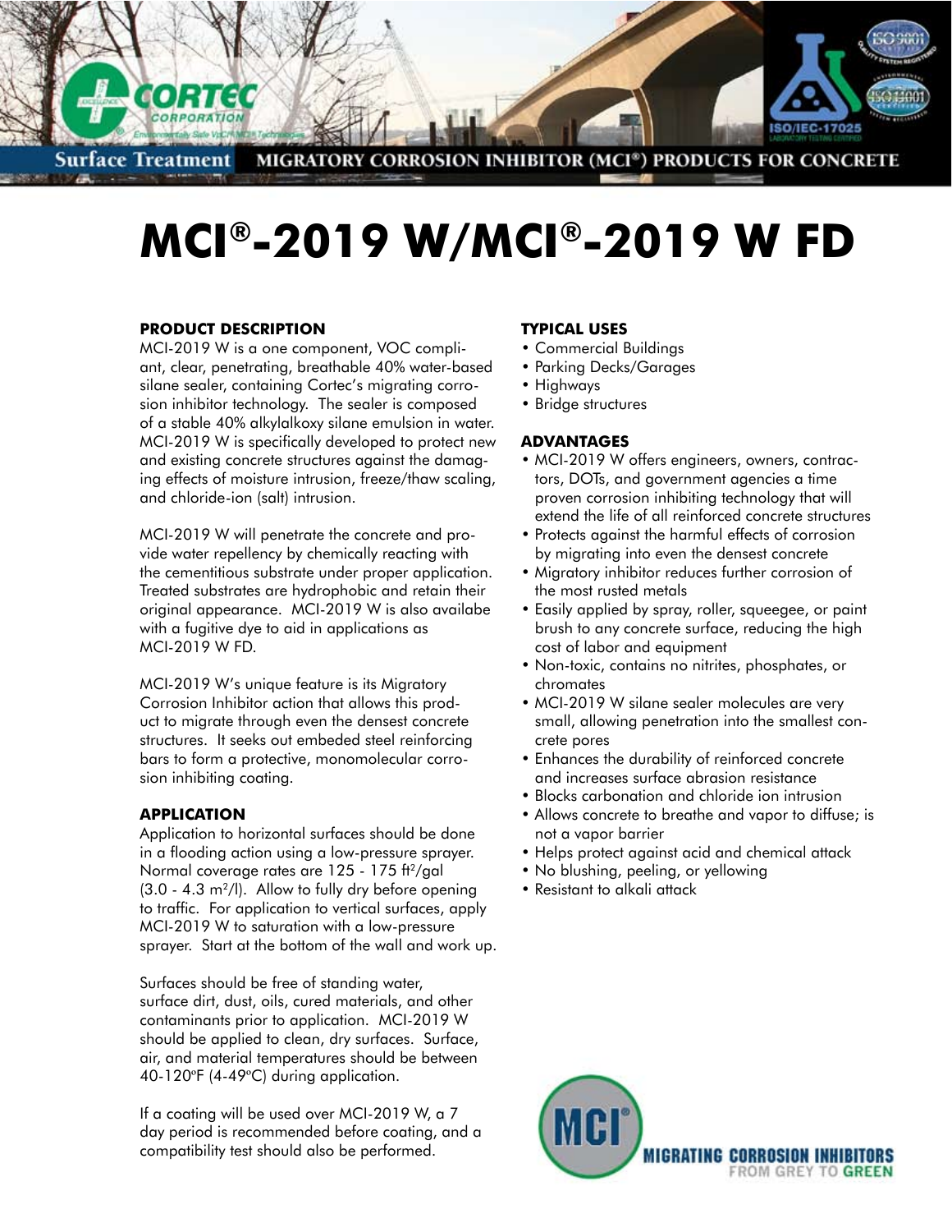Surface Treatment MIGRATORY CORROSION INHIBITOR (MCI®) PRODUCTS FOR CONCRETE

# MCI®-2019 W/MCI®-2019 W FD

### PRODUCT DESCRIPTION

MCI-2019 W is a one component, VOC compliant, clear, penetrating, breathable 40% water-based silane sealer, containing Cortec's migrating corrosion inhibitor technology. The sealer is composed of a stable 40% alkylalkoxy silane emulsion in water. MCI-2019 W is specifically developed to protect new and existing concrete structures against the damaging effects of moisture intrusion, freeze/thaw scaling, and chloride-ion (salt) intrusion.

MCI-2019 W will penetrate the concrete and provide water repellency by chemically reacting with the cementitious substrate under proper application. Treated substrates are hydrophobic and retain their original appearance. MCI-2019 W is also availabe with a fugitive dye to aid in applications as MCI-2019 W FD.

MCI-2019 W's unique feature is its Migratory Corrosion Inhibitor action that allows this product to migrate through even the densest concrete structures. It seeks out embeded steel reinforcing bars to form a protective, monomolecular corrosion inhibiting coating.

### APPLICATION

Application to horizontal surfaces should be done in a flooding action using a low-pressure sprayer. Normal coverage rates are 125 - 175 $ft^2$/gal (3.0 - 4.3 $m^2$/l). Allow to fully dry before opening to traffic. For application to vertical surfaces, apply MCI-2019 W to saturation with a low-pressure sprayer. Start at the bottom of the wall and work up.

Surfaces should be free of standing water, surface dirt, dust, oils, cured materials, and other contaminants prior to application. MCI-2019 W should be applied to clean, dry surfaces. Surface, air, and material temperatures should be between 40-120ºF (4-49ºC) during application.

If a coating will be used over MCI-2019 W, a 7 day period is recommended before coating, and a compatibility test should also be performed.

### TYPICAL USES

- Commercial Buildings
- Parking Decks/Garages
- Highways
- Bridge structures

### ADVANTAGES

- MCI-2019 W offers engineers, owners, contractors, DOTs, and government agencies a time proven corrosion inhibiting technology that will extend the life of all reinforced concrete structures
- Protects against the harmful effects of corrosion by migrating into even the densest concrete
- Migratory inhibitor reduces further corrosion of the most rusted metals
- Easily applied by spray, roller, squeegee, or paint brush to any concrete surface, reducing the high cost of labor and equipment
- Non-toxic, contains no nitrites, phosphates, or chromates
- MCI-2019 W silane sealer molecules are very small, allowing penetration into the smallest concrete pores
- Enhances the durability of reinforced concrete and increases surface abrasion resistance
- Blocks carbonation and chloride ion intrusion
- Allows concrete to breathe and vapor to diffuse; is not a vapor barrier
- Helps protect against acid and chemical attack
- No blushing, peeling, or yellowing
- Resistant to alkali attack

MIGRATING CORROSION INHIBITORS FROM GREY TO GREEN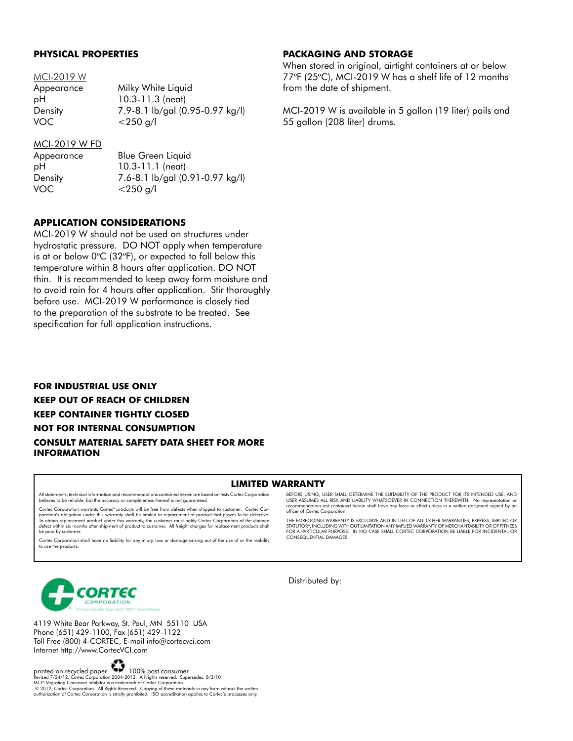## PHYSICAL PROPERTIES

MCI-2019 W

| | |
|---|---|
| Appearance | Milky White Liquid |
| pH | 10.3-11.3 (neat) |
| Density | 7.9-8.1 lb/gal (0.95-0.97 kg/l) |
| VOC | <250 g/l |

MCI-2019 W FD

| | |
|---|---|
| Appearance | Blue Green Liquid |
| pH | 10.3-11.1 (neat) |
| Density | 7.6-8.1 lb/gal (0.91-0.97 kg/l) |
| VOC | <250 g/l |

## APPLICATION CONSIDERATIONS

MCI-2019 W should not be used on structures under hydrostatic pressure. DO NOT apply when temperature is at or below 0ºC (32ºF), or expected to fall below this temperature within 8 hours after application. DO NOT thin. It is recommended to keep away form moisture and to avoid rain for 4 hours after application. Stir thoroughly before use. MCI-2019 W performance is closely tied to the preparation of the substrate to be treated. See specification for full application instructions.

## PACKAGING AND STORAGE

When stored in original, airtight containers at or below 77ºF (25ºC), MCI-2019 W has a shelf life of 12 months from the date of shipment.

MCI-2019 W is available in 5 gallon (19 liter) pails and 55 gallon (208 liter) drums.

**FOR INDUSTRIAL USE ONLY**
**KEEP OUT OF REACH OF CHILDREN**
**KEEP CONTAINER TIGHTLY CLOSED**
**NOT FOR INTERNAL CONSUMPTION**
**CONSULT MATERIAL SAFETY DATA SHEET FOR MORE INFORMATION**

## LIMITED WARRANTY

All statements, technical information and recommendations contained herein are based on tests Cortec Corporation believes to be reliable, but the accuracy or completeness thereof is not guaranteed.

Cortec Corporation warrants Cortec® products will be free from defects when shipped to customer. Cortec Corporation's obligation under this warranty shall be limited to replacement of product that proves to be defective. To obtain replacement product under this warranty, the customer must notify Cortec Corporation of the claimed defect within six months after shipment of product to customer. All freight charges for replacement products shall be paid by customer.

Cortec Corporation shall have no liability for any injury, loss or damage arising out of the use of or the inability to use the products.

BEFORE USING, USER SHALL DETERMINE THE SUITABILITY OF THE PRODUCT FOR ITS INTENDED USE, AND USER ASSUMES ALL RISK AND LIABILITY WHATSOEVER IN CONNECTION THEREWITH. No representation or recommendation not contained herein shall have any force or effect unless in a written document signed by an officer of Cortec Corporation.

THE FOREGOING WARRANTY IS EXCLUSIVE AND IN LIEU OF ALL OTHER WARRANTIES, EXPRESS, IMPLIED OR STATUTORY, INCLUDING WITHOUT LIMITATION ANY IMPLIED WARRANTY OF MERCHANTABILITY OR OF FITNESS FOR A PARTICULAR PURPOSE. IN NO CASE SHALL CORTEC CORPORATION BE LIABLE FOR INCIDENTAL OR CONSEQUENTIAL DAMAGES.

CORTEC CORPORATION
Environmentally Safe VpCI®/MCI® Technologies

4119 White Bear Parkway, St. Paul, MN 55110 USA
Phone (651) 429-1100, Fax (651) 429-1122
Toll Free (800) 4-CORTEC, E-mail info@cortecvci.com
Internet http://www.CortecVCI.com

Distributed by:

printed on recycled paper 100% post consumer
Revised 7/24/12. Cortec Corporation 2004-2012. All rights reserved. Supersedes: 8/3/10
MCI® Migrating Corrosion Inhibitor is a trademark of Cortec Corporation.
© 2012, Cortec Corporation. All Rights Reserved. Copying of these materials in any form without the written authorization of Cortec Corporation is strictly prohibited. ISO accreditation applies to Cortec's processes only.